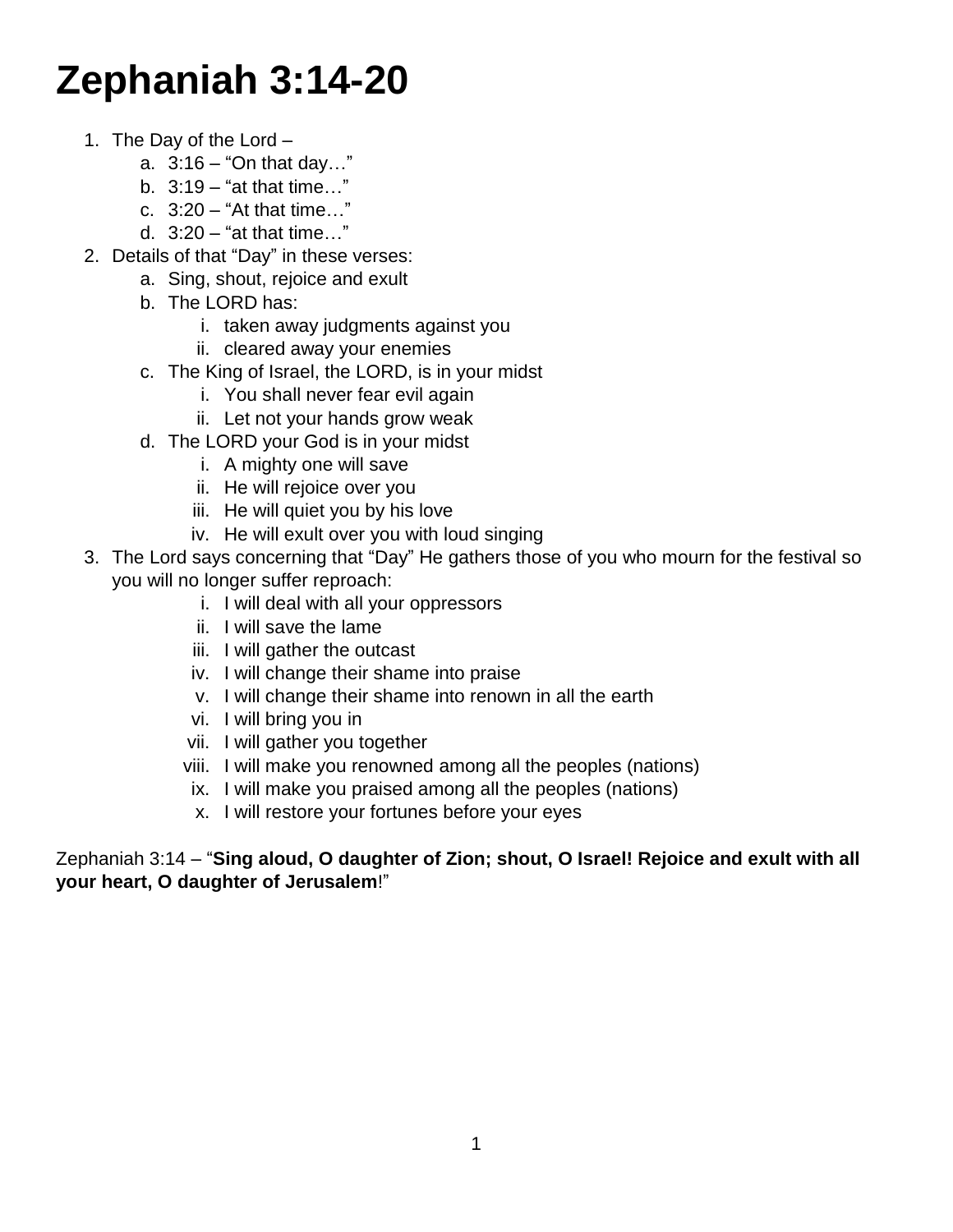# Zephaniah 3:14-20

1. The Day of the Lord –
    a. 3:16 – "On that day…"
    b. 3:19 – "at that time…"
    c. 3:20 – "At that time…"
    d. 3:20 – "at that time…"
2. Details of that "Day" in these verses:
    a. Sing, shout, rejoice and exult
    b. The LORD has:
        i. taken away judgments against you
        ii. cleared away your enemies
    c. The King of Israel, the LORD, is in your midst
        i. You shall never fear evil again
        ii. Let not your hands grow weak
    d. The LORD your God is in your midst
        i. A mighty one will save
        ii. He will rejoice over you
        iii. He will quiet you by his love
        iv. He will exult over you with loud singing
3. The Lord says concerning that "Day" He gathers those of you who mourn for the festival so you will no longer suffer reproach:
    i. I will deal with all your oppressors
    ii. I will save the lame
    iii. I will gather the outcast
    iv. I will change their shame into praise
    v. I will change their shame into renown in all the earth
    vi. I will bring you in
    vii. I will gather you together
    viii. I will make you renowned among all the peoples (nations)
    ix. I will make you praised among all the peoples (nations)
    x. I will restore your fortunes before your eyes

Zephaniah 3:14 – "**Sing aloud, O daughter of Zion; shout, O Israel! Rejoice and exult with all your heart, O daughter of Jerusalem**!"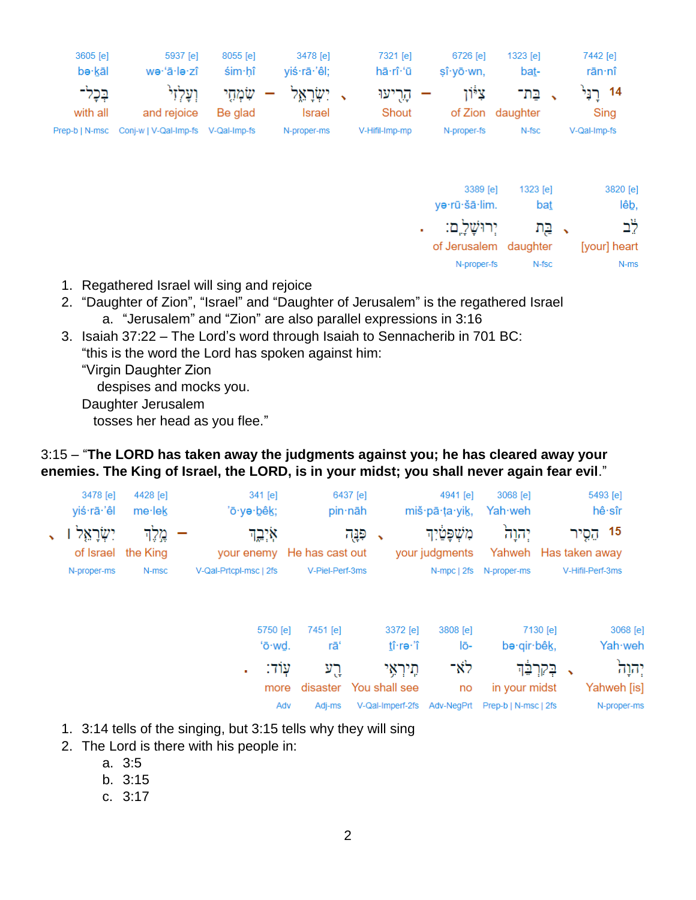| 3605 [e] | 5937 [e] | 8055 [e] | 3478 [e] | 7321 [e] | 6726 [e] | 1323 [e] | 7442 [e] |
|---|---|---|---|---|---|---|---|
| bə·ḵāl | wə·‘ā·lə·zî | śim·ḥî | yiś·rā·’êl; | hā·rî·‘ū | ṣî·yō·wn, | baṯ- | rān·nî |
| בְּכָל־ | וְעָלְזִי | שִׂמְחִי – | יִשְׂרָאֵל ، | הָרִיעוּ – | צִיּוֹן | בַּת־ ، | רָנִּי 14 |
| with all | and rejoice | Be glad | Israel | Shout | of Zion | daughter | Sing |
| Prep-b \| N-msc | Conj-w \| V-Qal-Imp-fs | V-Qal-Imp-fs | N-proper-ms | V-Hifil-Imp-mp | N-proper-fs | N-fsc | V-Qal-Imp-fs |

| 3389 [e] | 1323 [e] | 3820 [e] |
|---|---|---|
| yə·rū·šā·lim. | baṯ | lêḇ, |
| יְרוּשָׁלִָם׃ . | בַּת ، | לֵב |
| of Jerusalem | daughter | [your] heart |
| N-proper-fs | N-fsc | N-ms |

1. Regathered Israel will sing and rejoice
2. “Daughter of Zion”, “Israel” and “Daughter of Jerusalem” is the regathered Israel
    a. “Jerusalem” and “Zion” are also parallel expressions in 3:16
3. Isaiah 37:22 – The Lord’s word through Isaiah to Sennacherib in 701 BC:
   “this is the word the Lord has spoken against him:
   “Virgin Daughter Zion
     despises and mocks you.
   Daughter Jerusalem
     tosses her head as you flee.”

3:15 – “**The LORD has taken away the judgments against you; he has cleared away your enemies. The King of Israel, the LORD, is in your midst; you shall never again fear evil**.”

| 3478 [e] | 4428 [e] | 341 [e] | 6437 [e] | 4941 [e] | 3068 [e] | 5493 [e] |
|---|---|---|---|---|---|---|
| yiś·rā·’êl | me·leḵ | ’ō·yə·ḇêḵ; | pin·nāh | miš·pā·ṭa·yiḵ, | Yah·weh | hê·sîr |
| ، ׀ יִשְׂרָאֵל | מֶלֶךְ – | אֹיְבֵךְ | פִּנָּה ، | מִשְׁפָּטַיִךְ | יְהוָה | הֵסִיר 15 |
| of Israel | the King | your enemy | He has cast out | your judgments | Yahweh | Has taken away |
| N-proper-ms | N-msc | V-Qal-Prtcpl-msc \| 2fs | V-Piel-Perf-3ms | N-mpc \| 2fs | N-proper-ms | V-Hifil-Perf-3ms |

| 5750 [e] | 7451 [e] | 3372 [e] | 3808 [e] | 7130 [e] | 3068 [e] |
|---|---|---|---|---|---|
| ‘ō·wḏ. | rā‘ | ṯî·rə·’î | lō- | bə·qir·bêḵ, | Yah·weh |
| . עוֹד׃ | רָע | תִירְאִי | לֹא־ | בְּקִרְבֵּךְ ، | יְהוָה |
| more | disaster | You shall see | no | in your midst | Yahweh [is] |
| Adv | Adj-ms | V-Qal-Imperf-2fs | Adv-NegPrt | Prep-b \| N-msc \| 2fs | N-proper-ms |

1. 3:14 tells of the singing, but 3:15 tells why they will sing
2. The Lord is there with his people in:
    a. 3:5
    b. 3:15
    c. 3:17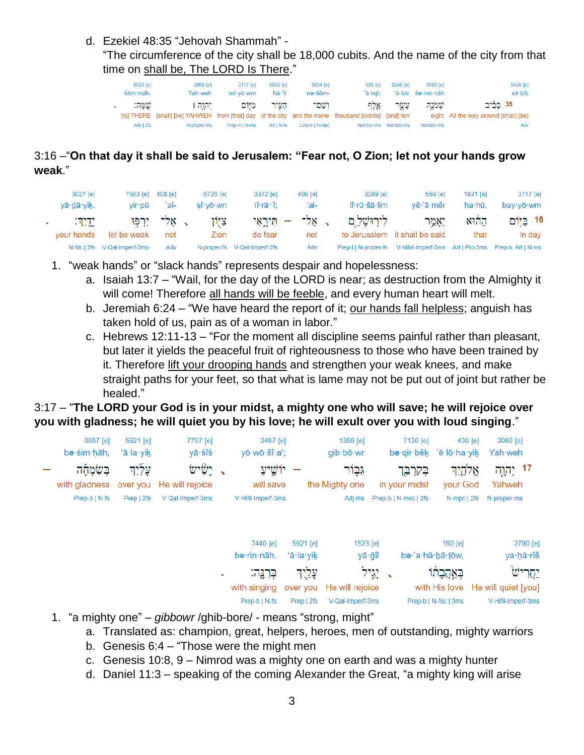d. Ezekiel 48:35 "Jehovah Shammah" - "The circumference of the city shall be 18,000 cubits. And the name of the city from that time on shall be, The LORD Is There."

| 8033 [e] | 3068 [e] | 3117 [e] | 5892 [e] | 8034 [e] | 505 [e] | 6240 [e] | 8083 [e] | 5439 [e] |
|---|---|---|---|---|---|---|---|---|
| šām·māh. | Yah·weh | mî·yō·wm | hā·'îr | wə·šêm- | 'ă·lep̄; | 'ā·śār | šə·mō·nāh | sā·ḇîḇ |
| שָֽׁמָּה׃ | יְהוָ֥ה ׀ | מִיּ֖וֹם | הָעִ֥יר | וְשֵׁם־ | אָ֑לֶף | עָשָׂ֣ר | שְׁמֹנָ֥ה | 35 סָבִ֕יב |
| [Is] THERE | [shall] [be] YAHWEH | from [that] day | of the city | and the name | thousand [cubits] | [and] ten | eight | All the way around [shall] [be] |
| Adv \| 3fs | N-proper-ms | Prep-m \| N-ms | Art \| N-fs | Conj-w \| N-msc | Number-ms | Number-ms | Number-ms | Adv |

3:16 –"**On that day it shall be said to Jerusalem: "Fear not, O Zion; let not your hands grow weak**."

| 3027 [e] | 7503 [e] | 408 [e] | 6726 [e] | 3372 [e] | 408 [e] | 3389 [e] | 559 [e] | 1931 [e] | 3117 [e] |
|---|---|---|---|---|---|---|---|---|---|
| yā·ḏā·yiḵ. | yir·pū | 'al- | ṣî·yō·wn | tî·rā·'î; | 'al- | lî·rū·šā·lim | yê·'ā·mêr | ha·hū, | bay·yō·wm |
| יָדָֽיִךְ׃ | יִרְפּ֖וּ | אַל־ | צִיּ֖וֹן | תִּירָ֑אִי | אַל־ | לִירוּשָׁלִַ֖ם | יֵאָמֵ֥ר | הַהוּא | 16 בַּיּ֣וֹם |
| your hands | let be weak | not | Zion | do fear | not | to Jerusalem | it shall be said | that | In day |
| N-fdc \| 2fs | V-Qal-Imperf-3mp | Adv | N-proper-fs | V-Qal-Imperf-2fs | Adv | Prep-l \| N-proper-fs | V-Nifal-Imperf-3ms | Art \| Pro-3ms | Prep-b, Art \| N-ms |

1. "weak hands" or "slack hands" represents despair and hopelessness:
   a. Isaiah 13:7 – "Wail, for the day of the LORD is near; as destruction from the Almighty it will come! Therefore all hands will be feeble, and every human heart will melt.
   b. Jeremiah 6:24 – "We have heard the report of it; our hands fall helpless; anguish has taken hold of us, pain as of a woman in labor."
   c. Hebrews 12:11-13 – "For the moment all discipline seems painful rather than pleasant, but later it yields the peaceful fruit of righteousness to those who have been trained by it. Therefore lift your drooping hands and strengthen your weak knees, and make straight paths for your feet, so that what is lame may not be put out of joint but rather be healed."

3:17 – "**The LORD your God is in your midst, a mighty one who will save; he will rejoice over you with gladness; he will quiet you by his love; he will exult over you with loud singing**."

| 8057 [e] | 5921 [e] | 7797 [e] | 3467 [e] | 1368 [e] | 7130 [e] | 430 [e] | 3068 [e] |
|---|---|---|---|---|---|---|---|
| bə·śim·ḥāh, | 'ā·la·yiḵ | yā·śîś | yō·wō·šî·a'; | gib·bō·wr | bə·qir·bêḵ | 'ĕ·lō·ha·yiḵ | Yah·weh |
| בְּשִׂמְחָ֔ה | עָלַ֙יִךְ֙ | יָשִׂ֨ישׂ | יוֹשִׁ֑יעַ | גִּבּ֣וֹר | בְּקִרְבֵּ֖ךְ | אֱלֹהַ֥יִךְ | 17 יְהוָ֧ה |
| with gladness | over you | He will rejoice | will save | the Mighty one | in your midst | your God | Yahweh |
| Prep-b \| N-fs | Prep \| 2fs | V-Qal-Imperf-3ms | V-Hifil-Imperf-3ms | Adj-ms | Prep-b \| N-msc \| 2fs | N-mpc \| 2fs | N-proper-ms |

| 7440 [e] | 5921 [e] | 1523 [e] | 160 [e] | 2790 [e] |
|---|---|---|---|---|
| bə·rin·nāh. | 'ā·la·yiḵ | yā·ḡîl | bə·'a·hă·ḇā·ṯōw, | ya·ḥă·rîš |
| בְּרִנָּֽה׃ | עָלַ֖יִךְ | יָגִ֥יל | בְּאַהֲבָת֔וֹ | יַחֲרִישׁ֙ |
| with singing | over you | He will rejoice | with His love | He will quiet [you] |
| Prep-b \| N-fs | Prep \| 2fs | V-Qal-Imperf-3ms | Prep-b \| N-fsc \| 3ms | V-Hifil-Imperf-3ms |

1. "a mighty one" – *gibbowr* /ghib-bore/ - means "strong, might"
   a. Translated as: champion, great, helpers, heroes, men of outstanding, mighty warriors
   b. Genesis 6:4 – "Those were the might men
   c. Genesis 10:8, 9 – Nimrod was a mighty one on earth and was a mighty hunter
   d. Daniel 11:3 – speaking of the coming Alexander the Great, "a mighty king will arise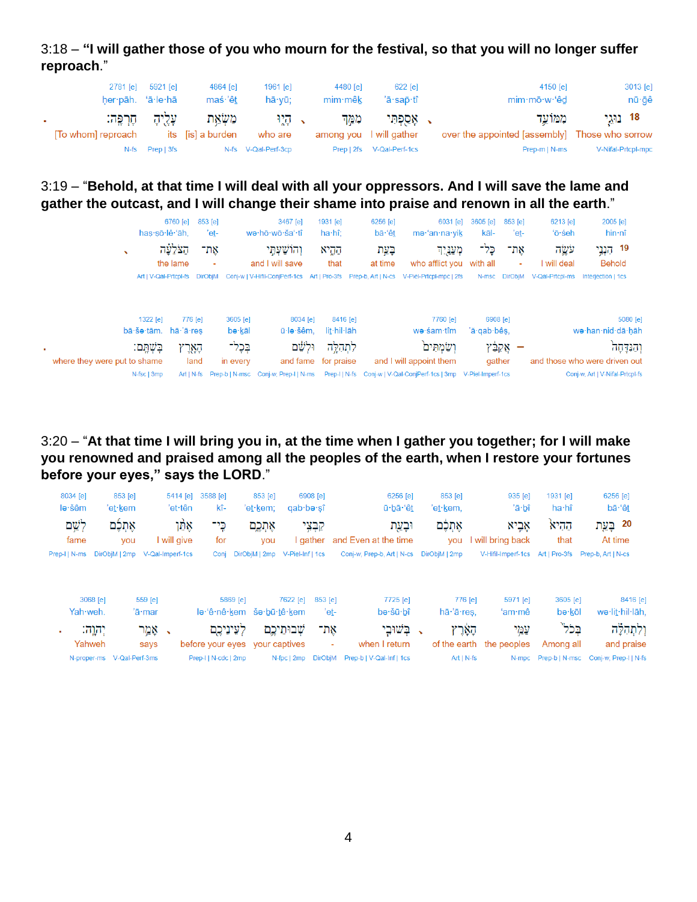3:18 – **"I will gather those of you who mourn for the festival, so that you will no longer suffer reproach.**"

| | | | | | | | |
|---|---|---|---|---|---|---|---|
| 2781 [e] | 5921 [e] | 4864 [e] | 1961 [e] | 4480 [e] | 622 [e] | 4150 [e] | 3013 [e] |
| ḥer·pāh. | ‘ā·le·hā | maś·’êṯ | hā·yū; | mim·mêḵ | ’ā·sap·tî | mim·mō·w·‘êḏ | nū·ḡê |
| חֶרְפָּֽה׃ | עָלֶ֖יהָ | מַשְׂאֵ֥ת | הָי֑וּ | מִמֵּ֣ךְ | אָסַ֖פְתִּי | מִמּוֹעֵ֛ד | נוּגֵ֧י 18 |
| [To whom] reproach | its | [is] a burden | who are | among you | I will gather | over the appointed [assembly] | Those who sorrow |
| N-fs | Prep \| 3fs | N-fs | V-Qal-Perf-3cp | Prep \| 2fs | V-Qal-Perf-1cs | Prep-m \| N-ms | V-Nifal-Prtcpl-mpc |

3:19 – "**Behold, at that time I will deal with all your oppressors. And I will save the lame and gather the outcast, and I will change their shame into praise and renown in all the earth.**"

| | | | | | | | | | | |
|---|---|---|---|---|---|---|---|---|---|---|
| 6760 [e] | 853 [e] | 3467 [e] | 1931 [e] | 6256 [e] | 6031 [e] | 3605 [e] | 853 [e] | 6213 [e] | 2005 [e] |
| has·ṣō·lê·‘āh, | ’eṯ- | wə·hō·wō·ša‘·tî | ha·hî; | bā·‘êṯ | me·‘an·na·yiḵ | kāl- | ’eṯ- | ‘ō·śeh | hin·nî |
| הַצֹּלֵעָ֗ה | אֶת־ | וְהוֹשַׁעְתִּ֣י | הַהִ֑יא | בָּעֵ֣ת | מְעַנַּ֖יִךְ | כָּל־ | אֶת־ | עֹשֶׂ֛ה | הִנְנִ֥י 19 |
| the lame | - | and I will save | that | at time | who afflict you | with all | - | I will deal | Behold |
| Art \| V-Qal-Prtcpl-fs | DirObjM | Conj-w \| V-Hifil-ConjPerf-1cs | Art \| Pro-3fs | Prep-b, Art \| N-cs | V-Piel-Prtcpl-mpc \| 2fs | N-msc | DirObjM | V-Qal-Prtcpl-ms | Interjection \| 1cs |

| | | | | | | | | |
|---|---|---|---|---|---|---|---|---|
| 1322 [e] | 776 [e] | 3605 [e] | 8034 [e] | 8416 [e] | 7760 [e] | 6908 [e] | 5080 [e] |
| bā·še·tām. | hā·’ā·reṣ | bə·ḵāl | ū·lə·šêm, | lit·hil·lāh | wə·śam·tîm | ’ă·qab·bêṣ, | wə·han·nid·dā·ḥāh |
| בָּשְׁתָּֽם׃ | הָאָ֖רֶץ | בְּכָל־ | וּלְשֵׁ֔ם | לִתְהִלָּ֣ה | וְשַׂמְתִּ֗ים | אֲקַבֵּ֔ץ | וְהַנִּדָּחָה֙ |
| where they were put to shame | land | in every | and fame | for praise | and I will appoint them | gather | and those who were driven out |
| N-fsc \| 3mp | Art \| N-fs | Prep-b \| N-msc | Conj-w, Prep-l \| N-ms | Prep-l \| N-fs | Conj-w \| V-Qal-ConjPerf-1cs \| 3mp | V-Piel-Imperf-1cs | Conj-w, Art \| V-Nifal-Prtcpl-fs |

3:20 – "**At that time I will bring you in, at the time when I gather you together; for I will make you renowned and praised among all the peoples of the earth, when I restore your fortunes before your eyes," says the LORD.**"

| | | | | | | | | | | |
|---|---|---|---|---|---|---|---|---|---|---|
| 8034 [e] | 853 [e] | 5414 [e] | 3588 [e] | 853 [e] | 6908 [e] | 6256 [e] | 853 [e] | 935 [e] | 1931 [e] | 6256 [e] |
| lə·šêm | ’eṯ·ḵem | ’et·tên | kî- | ’eṯ·ḵem; | qab·bə·ṣî | ū·ḇā·‘êṯ | ’eṯ·ḵem, | ’ā·ḇî | ha·hî | bā·‘êṯ |
| לְשֵׁ֨ם | אֶתְכֶ֜ם | אֶתֵּ֨ן | כִּֽי־ | אֶתְכֶ֑ם | קַבְּצִ֣י | וּבָעֵ֖ת | אֶתְכֶ֔ם | אָבִ֣יא | הַהִיא֙ | בָּעֵ֤ת 20 |
| fame | you | I will give | for | you | I gather | and Even at the time | you | I will bring back | that | At time |
| Prep-l \| N-ms | DirObjM \| 2mp | V-Qal-Imperf-1cs | Conj | DirObjM \| 2mp | V-Piel-Inf \| 1cs | Conj-w, Prep-b, Art \| N-cs | DirObjM \| 2mp | V-Hifil-Imperf-1cs | Art \| Pro-3fs | Prep-b, Art \| N-cs |

| | | | | | | | | | |
|---|---|---|---|---|---|---|---|---|---|
| 3068 [e] | 559 [e] | 5869 [e] | 7622 [e] | 853 [e] | 7725 [e] | 776 [e] | 5971 [e] | 3605 [e] | 8416 [e] |
| Yah·weh. | ’ā·mar | lə·‘ê·nê·ḵem | še·ḇū·ṯê·ḵem | ’eṯ- | bə·šū·ḇî | hā·’ā·reṣ, | ‘am·mê | bə·ḵōl | wə·lit·hil·lāh, |
| יְהוָֽה׃ | אָמַ֥ר | לְעֵינֵיכֶ֖ם | שְׁבוּתֵיכֶ֛ם | אֶת־ | בְּשׁוּבִ֧י | הָאָ֔רֶץ | עַמֵּ֣י | בְּכֹל֙ | וְלִתְהִלָּ֗ה |
| Yahweh | says | before your eyes | your captives | - | when I return | of the earth | the peoples | Among all | and praise |
| N-proper-ms | V-Qal-Perf-3ms | Prep-l \| N-cdc \| 2mp | N-fpc \| 2mp | DirObjM | Prep-b \| V-Qal-Inf \| 1cs | Art \| N-fs | N-mpc | Prep-b \| N-msc | Conj-w, Prep-l \| N-fs |